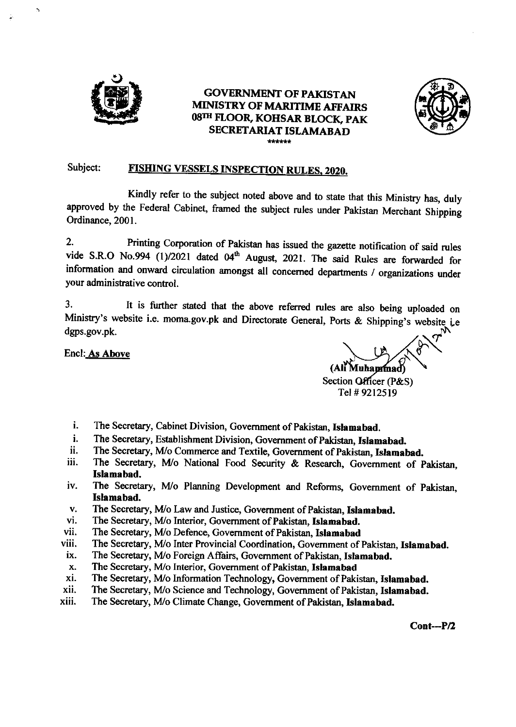# GOVERNMENT OF PAKISTAN
# MINISTRY OF MARITIME AFFAIRS
## 08TH FLOOR, KOHSAR BLOCK, PAK SECRETARIAT ISLAMABAD

\*\*\*\*\*\*

Subject: **FISHING VESSELS INSPECTION RULES, 2020.**

Kindly refer to the subject noted above and to state that this Ministry has, duly approved by the Federal Cabinet, framed the subject rules under Pakistan Merchant Shipping Ordinance, 2001.

2. Printing Corporation of Pakistan has issued the gazette notification of said rules vide S.R.O No.994 (1)/2021 dated 04th August, 2021. The said Rules are forwarded for information and onward circulation amongst all concerned departments / organizations under your administrative control.

3. It is further stated that the above referred rules are also being uploaded on Ministry's website i.e. moma.gov.pk and Directorate General, Ports & Shipping's website i.e dgps.gov.pk.

Encl: **As Above**

(Ali Muhammad)
Section Officer (P&S)
Tel # 9212519

i. The Secretary, Cabinet Division, Government of Pakistan, **Islamabad.**
i. The Secretary, Establishment Division, Government of Pakistan, **Islamabad.**
ii. The Secretary, M/o Commerce and Textile, Government of Pakistan, **Islamabad.**
iii. The Secretary, M/o National Food Security & Research, Government of Pakistan, **Islamabad.**
iv. The Secretary, M/o Planning Development and Reforms, Government of Pakistan, **Islamabad.**
v. The Secretary, M/o Law and Justice, Government of Pakistan, **Islamabad.**
vi. The Secretary, M/o Interior, Government of Pakistan, **Islamabad.**
vii. The Secretary, M/o Defence, Government of Pakistan, **Islamabad**
viii. The Secretary, M/o Inter Provincial Coordination, Government of Pakistan, **Islamabad.**
ix. The Secretary, M/o Foreign Affairs, Government of Pakistan, **Islamabad.**
x. The Secretary, M/o Interior, Government of Pakistan, **Islamabad**
xi. The Secretary, M/o Information Technology, Government of Pakistan, **Islamabad.**
xii. The Secretary, M/o Science and Technology, Government of Pakistan, **Islamabad.**
xiii. The Secretary, M/o Climate Change, Government of Pakistan, **Islamabad.**

**Cont---P/2**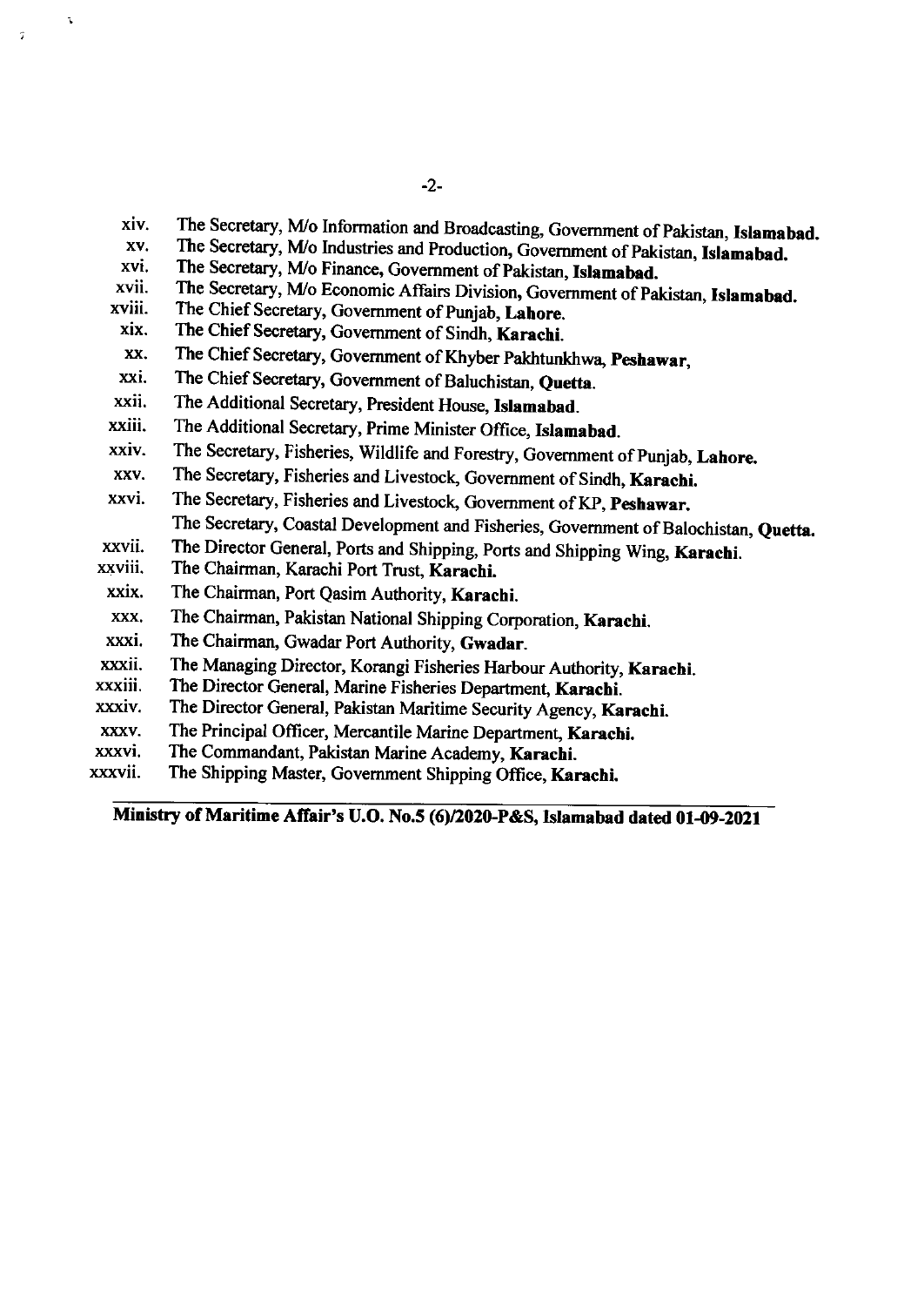xiv. The Secretary, M/o Information and Broadcasting, Government of Pakistan, **Islamabad.**
xv. The Secretary, M/o Industries and Production, Government of Pakistan, **Islamabad.**
xvi. The Secretary, M/o Finance, Government of Pakistan, **Islamabad.**
xvii. The Secretary, M/o Economic Affairs Division, Government of Pakistan, **Islamabad.**
xviii. The Chief Secretary, Government of Punjab, **Lahore.**
xix. The Chief Secretary, Government of Sindh, **Karachi.**
xx. The Chief Secretary, Government of Khyber Pakhtunkhwa, **Peshawar,**
xxi. The Chief Secretary, Government of Baluchistan, **Quetta.**
xxii. The Additional Secretary, President House, **Islamabad.**
xxiii. The Additional Secretary, Prime Minister Office, **Islamabad.**
xxiv. The Secretary, Fisheries, Wildlife and Forestry, Government of Punjab, **Lahore.**
xxv. The Secretary, Fisheries and Livestock, Government of Sindh, **Karachi.**
xxvi. The Secretary, Fisheries and Livestock, Government of KP, **Peshawar.**
The Secretary, Coastal Development and Fisheries, Government of Balochistan, **Quetta.**
xxvii. The Director General, Ports and Shipping, Ports and Shipping Wing, **Karachi.**
xxviii. The Chairman, Karachi Port Trust, **Karachi.**
xxix. The Chairman, Port Qasim Authority, **Karachi.**
xxx. The Chairman, Pakistan National Shipping Corporation, **Karachi.**
xxxi. The Chairman, Gwadar Port Authority, **Gwadar.**
xxxii. The Managing Director, Korangi Fisheries Harbour Authority, **Karachi.**
xxxiii. The Director General, Marine Fisheries Department, **Karachi.**
xxxiv. The Director General, Pakistan Maritime Security Agency, **Karachi.**
xxxv. The Principal Officer, Mercantile Marine Department, **Karachi.**
xxxvi. The Commandant, Pakistan Marine Academy, **Karachi.**
xxxvii. The Shipping Master, Government Shipping Office, **Karachi.**

**Ministry of Maritime Affair's U.O. No.5 (6)/2020-P&S, Islamabad dated 01-09-2021**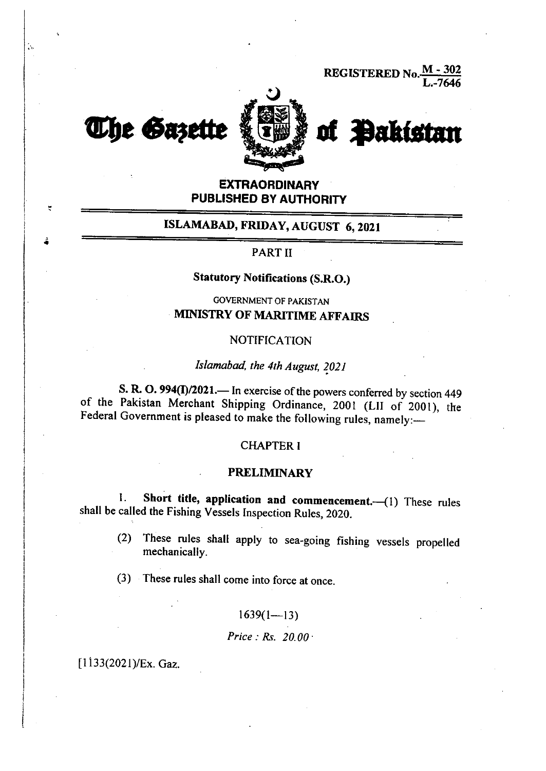REGISTERED No. M - 302 / L.-7646

# The Gazette of Pakistan

**EXTRAORDINARY**
**PUBLISHED BY AUTHORITY**

**ISLAMABAD, FRIDAY, AUGUST 6, 2021**

PART II

**Statutory Notifications (S.R.O.)**

GOVERNMENT OF PAKISTAN
**MINISTRY OF MARITIME AFFAIRS**

NOTIFICATION

*Islamabad, the 4th August, 2021*

**S. R. O. 994(I)/2021.**— In exercise of the powers conferred by section 449 of the Pakistan Merchant Shipping Ordinance, 2001 (LII of 2001), the Federal Government is pleased to make the following rules, namely:—

## CHAPTER I

## PRELIMINARY

1. **Short title, application and commencement.**—(1) These rules shall be called the Fishing Vessels Inspection Rules, 2020.

(2) These rules shall apply to sea-going fishing vessels propelled mechanically.

(3) These rules shall come into force at once.

1639(1—13)

*Price : Rs. 20.00*

[1133(2021)/Ex. Gaz.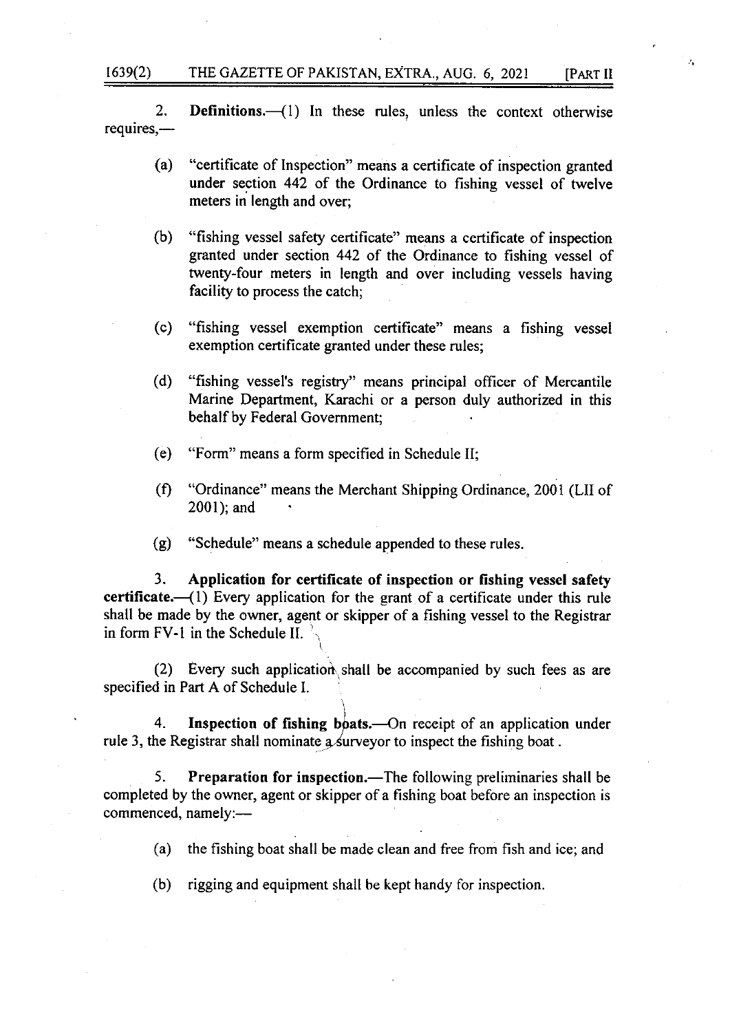2. **Definitions.**—(1) In these rules, unless the context otherwise requires,—

(a) "certificate of Inspection" means a certificate of inspection granted under section 442 of the Ordinance to fishing vessel of twelve meters in length and over;

(b) "fishing vessel safety certificate" means a certificate of inspection granted under section 442 of the Ordinance to fishing vessel of twenty-four meters in length and over including vessels having facility to process the catch;

(c) "fishing vessel exemption certificate" means a fishing vessel exemption certificate granted under these rules;

(d) "fishing vessel's registry" means principal officer of Mercantile Marine Department, Karachi or a person duly authorized in this behalf by Federal Government;

(e) "Form" means a form specified in Schedule II;

(f) "Ordinance" means the Merchant Shipping Ordinance, 2001 (LII of 2001); and

(g) "Schedule" means a schedule appended to these rules.

3. **Application for certificate of inspection or fishing vessel safety certificate.**—(1) Every application for the grant of a certificate under this rule shall be made by the owner, agent or skipper of a fishing vessel to the Registrar in form FV-1 in the Schedule II.

(2) Every such application shall be accompanied by such fees as are specified in Part A of Schedule I.

4. **Inspection of fishing boats.**—On receipt of an application under rule 3, the Registrar shall nominate a surveyor to inspect the fishing boat.

5. **Preparation for inspection.**—The following preliminaries shall be completed by the owner, agent or skipper of a fishing boat before an inspection is commenced, namely:—

(a) the fishing boat shall be made clean and free from fish and ice; and

(b) rigging and equipment shall be kept handy for inspection.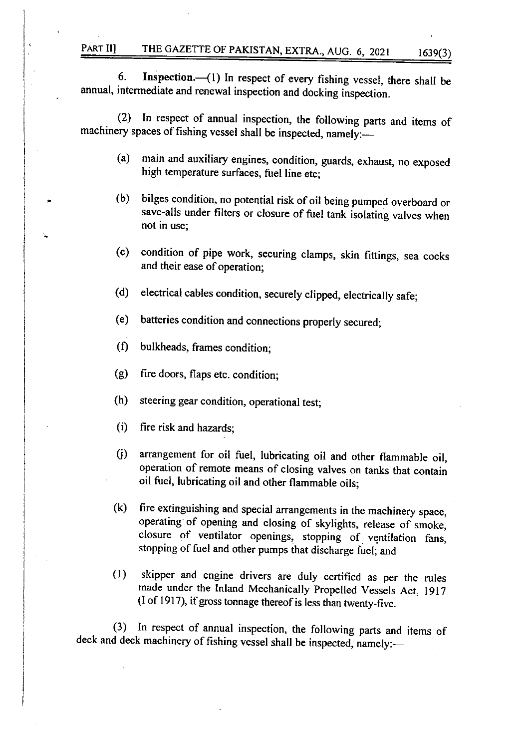6. **Inspection.**—(1) In respect of every fishing vessel, there shall be annual, intermediate and renewal inspection and docking inspection.

(2) In respect of annual inspection, the following parts and items of machinery spaces of fishing vessel shall be inspected, namely:—

(a) main and auxiliary engines, condition, guards, exhaust, no exposed high temperature surfaces, fuel line etc;

(b) bilges condition, no potential risk of oil being pumped overboard or save-alls under filters or closure of fuel tank isolating valves when not in use;

(c) condition of pipe work, securing clamps, skin fittings, sea cocks and their ease of operation;

(d) electrical cables condition, securely clipped, electrically safe;

(e) batteries condition and connections properly secured;

(f) bulkheads, frames condition;

(g) fire doors, flaps etc. condition;

(h) steering gear condition, operational test;

(i) fire risk and hazards;

(j) arrangement for oil fuel, lubricating oil and other flammable oil, operation of remote means of closing valves on tanks that contain oil fuel, lubricating oil and other flammable oils;

(k) fire extinguishing and special arrangements in the machinery space, operating of opening and closing of skylights, release of smoke, closure of ventilator openings, stopping of ventilation fans, stopping of fuel and other pumps that discharge fuel; and

(l) skipper and engine drivers are duly certified as per the rules made under the Inland Mechanically Propelled Vessels Act, 1917 (I of 1917), if gross tonnage thereof is less than twenty-five.

(3) In respect of annual inspection, the following parts and items of deck and deck machinery of fishing vessel shall be inspected, namely:—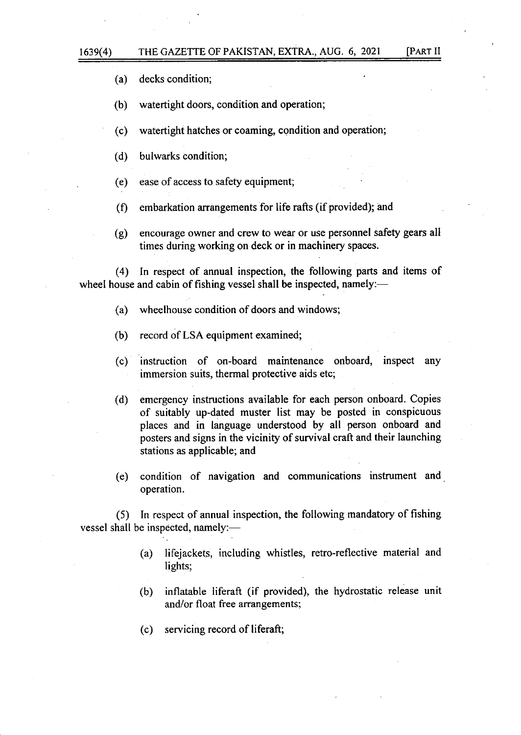(a) decks condition;

(b) watertight doors, condition and operation;

(c) watertight hatches or coaming, condition and operation;

(d) bulwarks condition;

(e) ease of access to safety equipment;

(f) embarkation arrangements for life rafts (if provided); and

(g) encourage owner and crew to wear or use personnel safety gears all times during working on deck or in machinery spaces.

(4) In respect of annual inspection, the following parts and items of wheel house and cabin of fishing vessel shall be inspected, namely:—

(a) wheelhouse condition of doors and windows;

(b) record of LSA equipment examined;

(c) instruction of on-board maintenance onboard, inspect any immersion suits, thermal protective aids etc;

(d) emergency instructions available for each person onboard. Copies of suitably up-dated muster list may be posted in conspicuous places and in language understood by all person onboard and posters and signs in the vicinity of survival craft and their launching stations as applicable; and

(e) condition of navigation and communications instrument and operation.

(5) In respect of annual inspection, the following mandatory of fishing vessel shall be inspected, namely:—

(a) lifejackets, including whistles, retro-reflective material and lights;

(b) inflatable liferaft (if provided), the hydrostatic release unit and/or float free arrangements;

(c) servicing record of liferaft;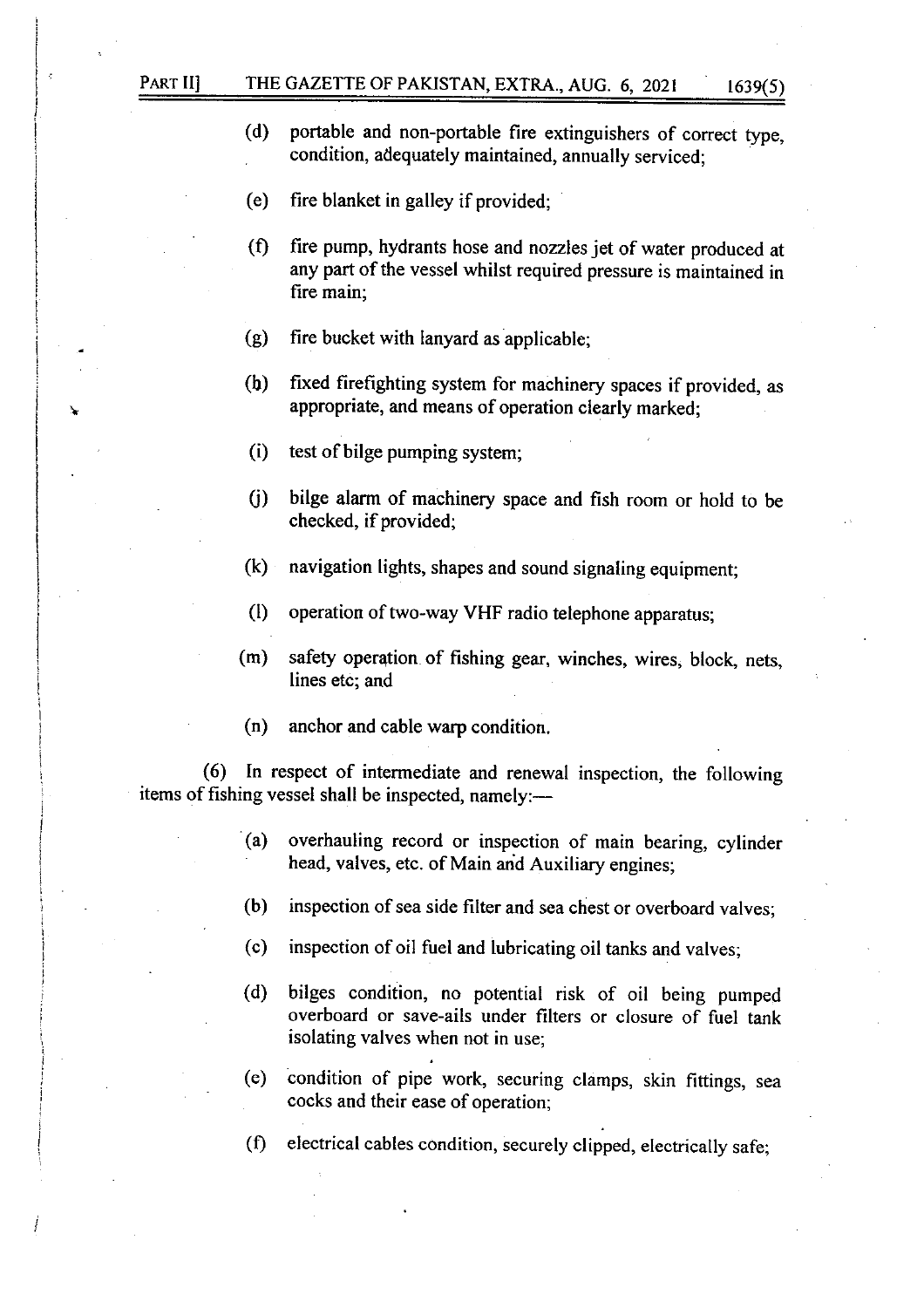(d) portable and non-portable fire extinguishers of correct type, condition, adequately maintained, annually serviced;

(e) fire blanket in galley if provided;

(f) fire pump, hydrants hose and nozzles jet of water produced at any part of the vessel whilst required pressure is maintained in fire main;

(g) fire bucket with lanyard as applicable;

(h) fixed firefighting system for machinery spaces if provided, as appropriate, and means of operation clearly marked;

(i) test of bilge pumping system;

(j) bilge alarm of machinery space and fish room or hold to be checked, if provided;

(k) navigation lights, shapes and sound signaling equipment;

(l) operation of two-way VHF radio telephone apparatus;

(m) safety operation of fishing gear, winches, wires, block, nets, lines etc; and

(n) anchor and cable warp condition.

(6) In respect of intermediate and renewal inspection, the following items of fishing vessel shall be inspected, namely:—

(a) overhauling record or inspection of main bearing, cylinder head, valves, etc. of Main and Auxiliary engines;

(b) inspection of sea side filter and sea chest or overboard valves;

(c) inspection of oil fuel and lubricating oil tanks and valves;

(d) bilges condition, no potential risk of oil being pumped overboard or save-ails under filters or closure of fuel tank isolating valves when not in use;

(e) condition of pipe work, securing clamps, skin fittings, sea cocks and their ease of operation;

(f) electrical cables condition, securely clipped, electrically safe;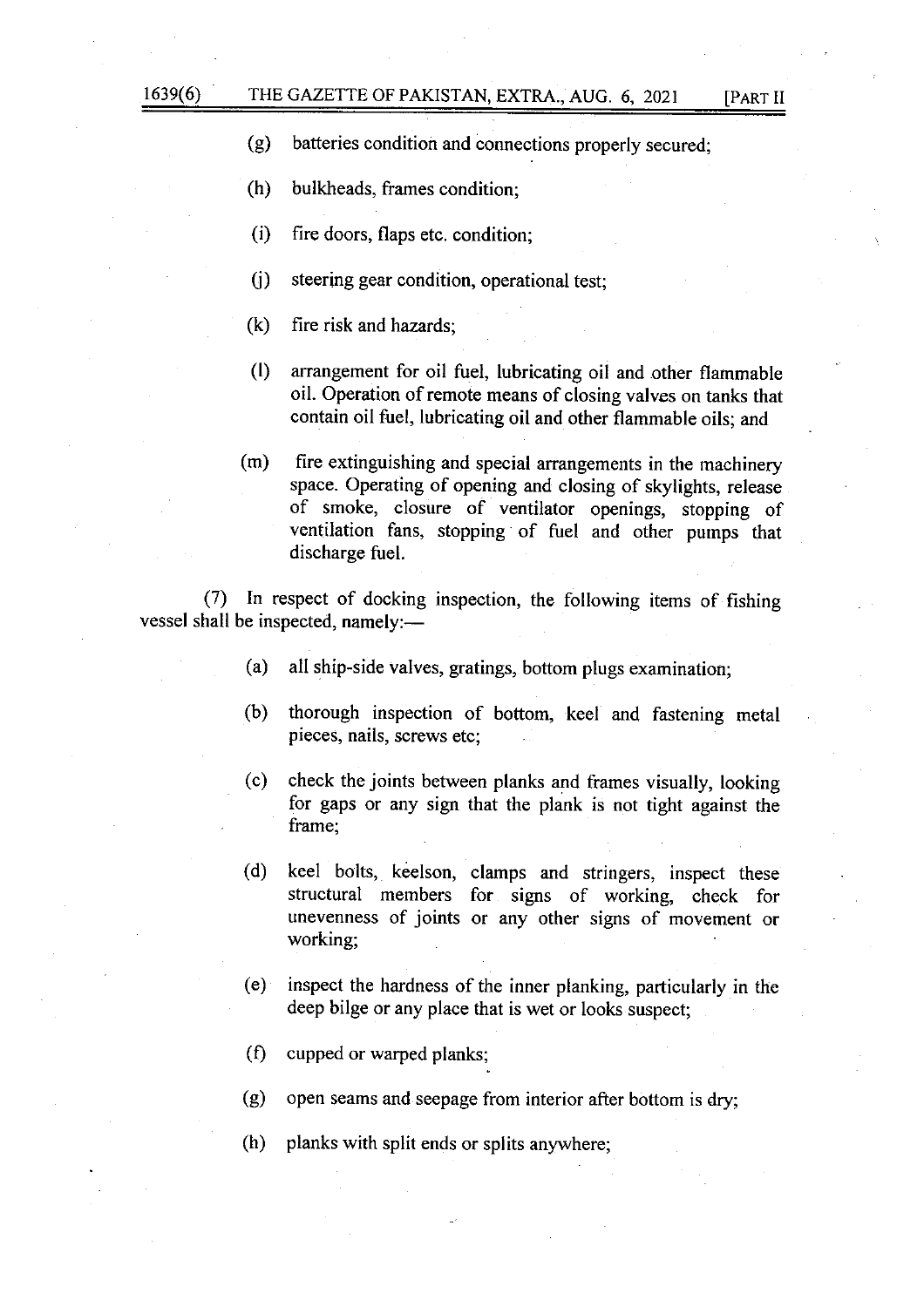(g) batteries condition and connections properly secured;

(h) bulkheads, frames condition;

(i) fire doors, flaps etc. condition;

(j) steering gear condition, operational test;

(k) fire risk and hazards;

(l) arrangement for oil fuel, lubricating oil and other flammable oil. Operation of remote means of closing valves on tanks that contain oil fuel, lubricating oil and other flammable oils; and

(m) fire extinguishing and special arrangements in the machinery space. Operating of opening and closing of skylights, release of smoke, closure of ventilator openings, stopping of ventilation fans, stopping of fuel and other pumps that discharge fuel.

(7) In respect of docking inspection, the following items of fishing vessel shall be inspected, namely:—

(a) all ship-side valves, gratings, bottom plugs examination;

(b) thorough inspection of bottom, keel and fastening metal pieces, nails, screws etc;

(c) check the joints between planks and frames visually, looking for gaps or any sign that the plank is not tight against the frame;

(d) keel bolts, keelson, clamps and stringers, inspect these structural members for signs of working, check for unevenness of joints or any other signs of movement or working;

(e) inspect the hardness of the inner planking, particularly in the deep bilge or any place that is wet or looks suspect;

(f) cupped or warped planks;

(g) open seams and seepage from interior after bottom is dry;

(h) planks with split ends or splits anywhere;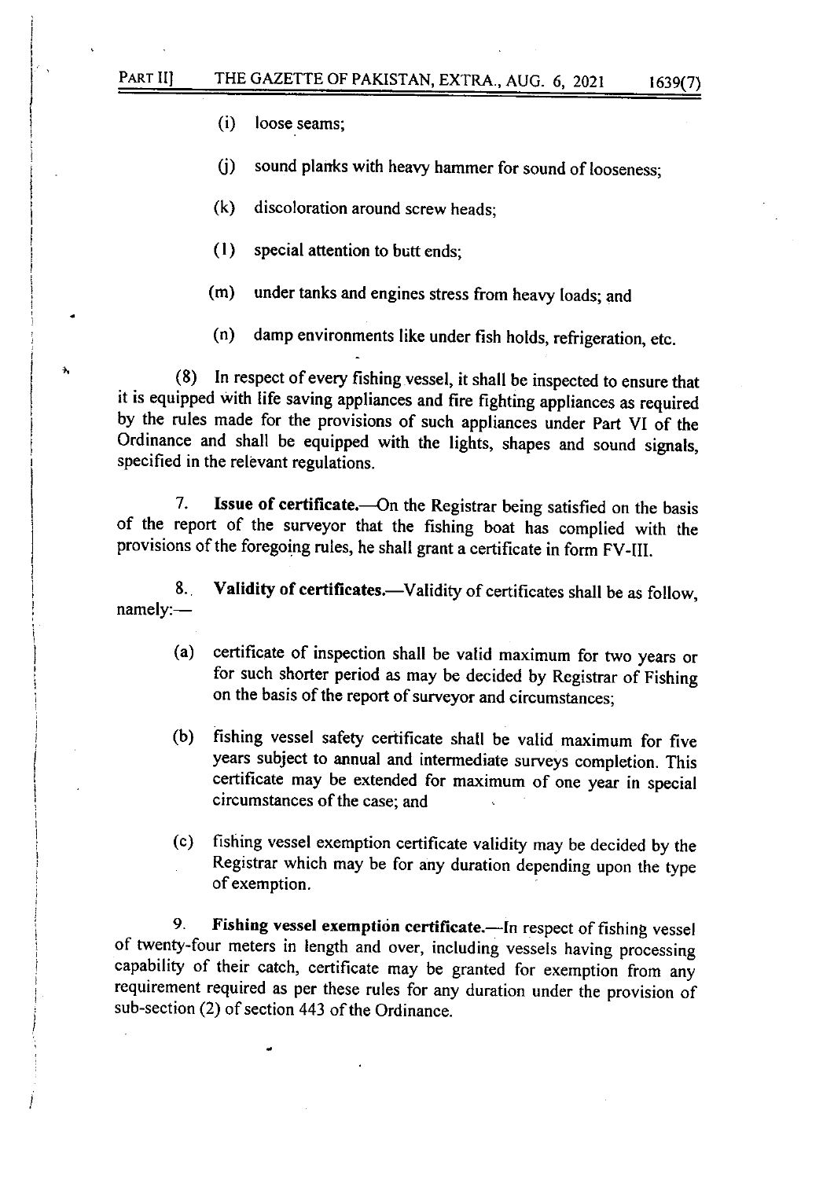(i) loose seams;

(j) sound planks with heavy hammer for sound of looseness;

(k) discoloration around screw heads;

(l) special attention to butt ends;

(m) under tanks and engines stress from heavy loads; and

(n) damp environments like under fish holds, refrigeration, etc.

(8) In respect of every fishing vessel, it shall be inspected to ensure that it is equipped with life saving appliances and fire fighting appliances as required by the rules made for the provisions of such appliances under Part VI of the Ordinance and shall be equipped with the lights, shapes and sound signals, specified in the relevant regulations.

7. **Issue of certificate.**—On the Registrar being satisfied on the basis of the report of the surveyor that the fishing boat has complied with the provisions of the foregoing rules, he shall grant a certificate in form FV-III.

8. **Validity of certificates.**—Validity of certificates shall be as follow, namely:—

(a) certificate of inspection shall be valid maximum for two years or for such shorter period as may be decided by Registrar of Fishing on the basis of the report of surveyor and circumstances;

(b) fishing vessel safety certificate shall be valid maximum for five years subject to annual and intermediate surveys completion. This certificate may be extended for maximum of one year in special circumstances of the case; and

(c) fishing vessel exemption certificate validity may be decided by the Registrar which may be for any duration depending upon the type of exemption.

9. **Fishing vessel exemption certificate.**—In respect of fishing vessel of twenty-four meters in length and over, including vessels having processing capability of their catch, certificate may be granted for exemption from any requirement required as per these rules for any duration under the provision of sub-section (2) of section 443 of the Ordinance.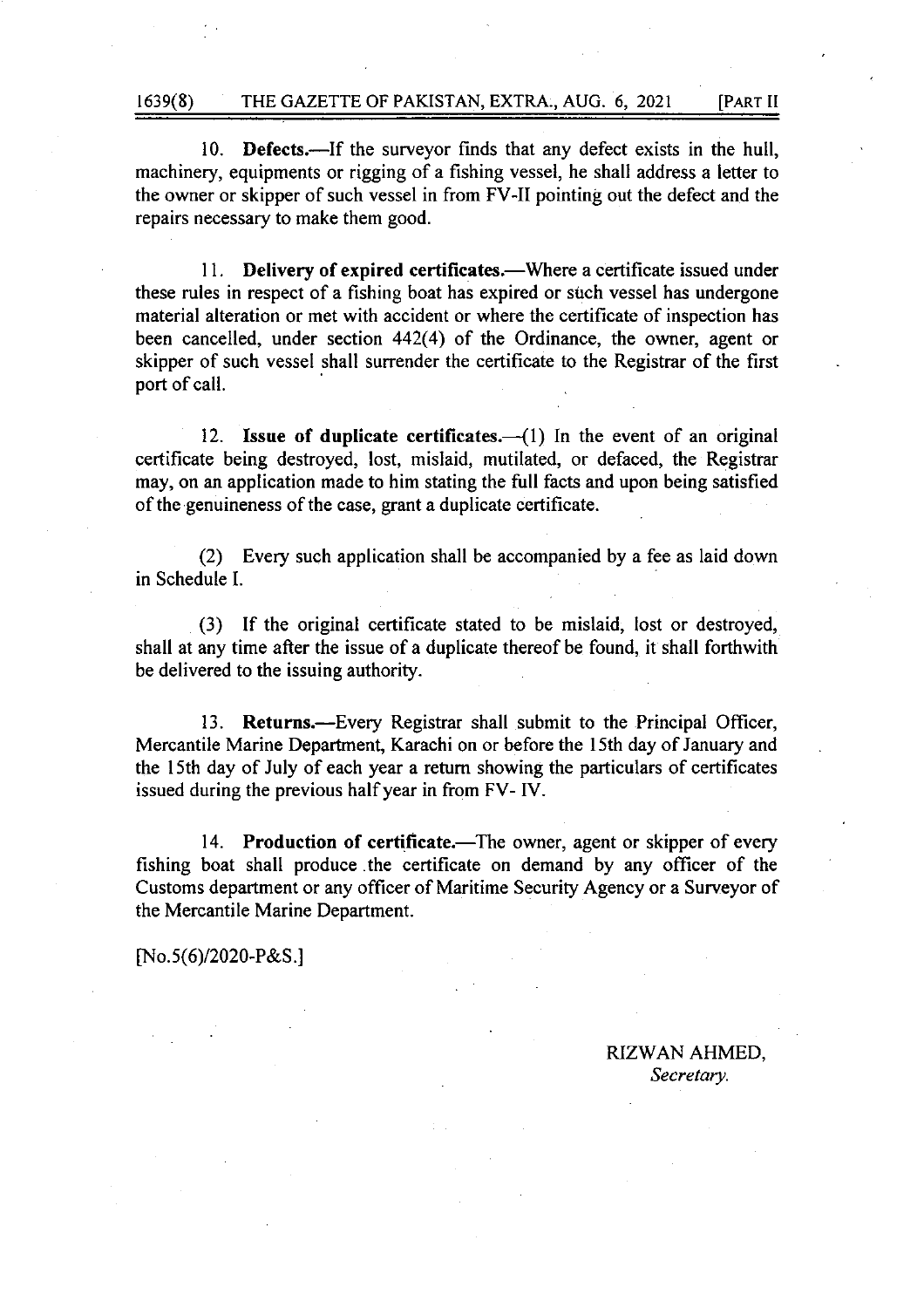10. **Defects.**—If the surveyor finds that any defect exists in the hull, machinery, equipments or rigging of a fishing vessel, he shall address a letter to the owner or skipper of such vessel in from FV-II pointing out the defect and the repairs necessary to make them good.

11. **Delivery of expired certificates.**—Where a certificate issued under these rules in respect of a fishing boat has expired or such vessel has undergone material alteration or met with accident or where the certificate of inspection has been cancelled, under section 442(4) of the Ordinance, the owner, agent or skipper of such vessel shall surrender the certificate to the Registrar of the first port of call.

12. **Issue of duplicate certificates.**—(1) In the event of an original certificate being destroyed, lost, mislaid, mutilated, or defaced, the Registrar may, on an application made to him stating the full facts and upon being satisfied of the genuineness of the case, grant a duplicate certificate.

(2) Every such application shall be accompanied by a fee as laid down in Schedule I.

(3) If the original certificate stated to be mislaid, lost or destroyed, shall at any time after the issue of a duplicate thereof be found, it shall forthwith be delivered to the issuing authority.

13. **Returns.**—Every Registrar shall submit to the Principal Officer, Mercantile Marine Department, Karachi on or before the 15th day of January and the 15th day of July of each year a return showing the particulars of certificates issued during the previous half year in from FV- IV.

14. **Production of certificate.**—The owner, agent or skipper of every fishing boat shall produce the certificate on demand by any officer of the Customs department or any officer of Maritime Security Agency or a Surveyor of the Mercantile Marine Department.

[No.5(6)/2020-P&S.]

RIZWAN AHMED,
*Secretary.*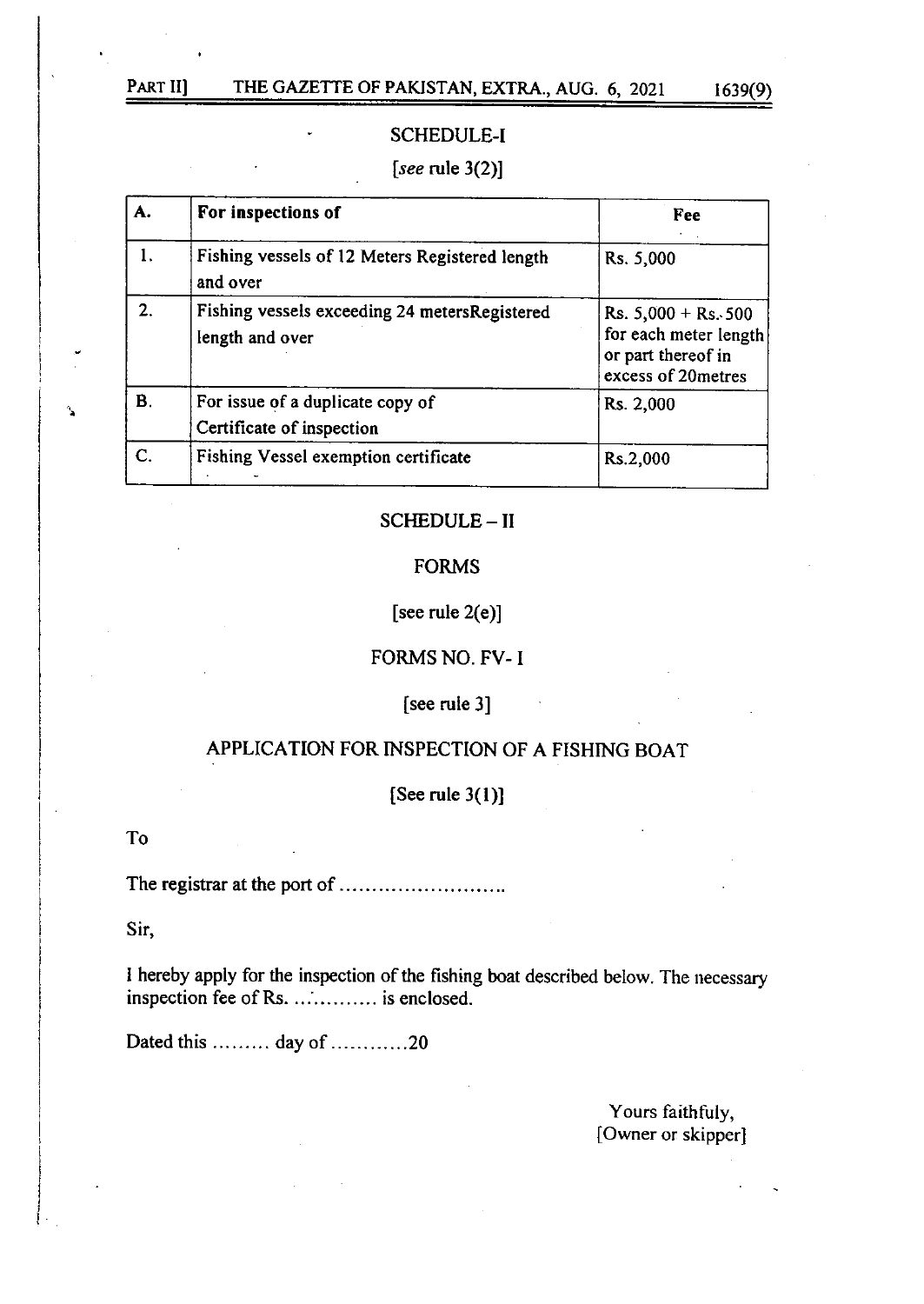## SCHEDULE-I

[*see* rule 3(2)]

| A. | For inspections of | Fee |
|---|---|---|
| 1. | Fishing vessels of 12 Meters Registered length and over | Rs. 5,000 |
| 2. | Fishing vessels exceeding 24 metersRegistered length and over | Rs. 5,000 + Rs. 500 for each meter length or part thereof in excess of 20metres |
| B. | For issue of a duplicate copy of Certificate of inspection | Rs. 2,000 |
| C. | Fishing Vessel exemption certificate | Rs.2,000 |

## SCHEDULE – II

## FORMS

[see rule 2(e)]

## FORMS NO. FV- I

[see rule 3]

## APPLICATION FOR INSPECTION OF A FISHING BOAT

[See rule 3(1)]

To

The registrar at the port of ……………………..

Sir,

I hereby apply for the inspection of the fishing boat described below. The necessary inspection fee of Rs. ………… is enclosed.

Dated this ……… day of …………20

Yours faithfuly,
[Owner or skipper]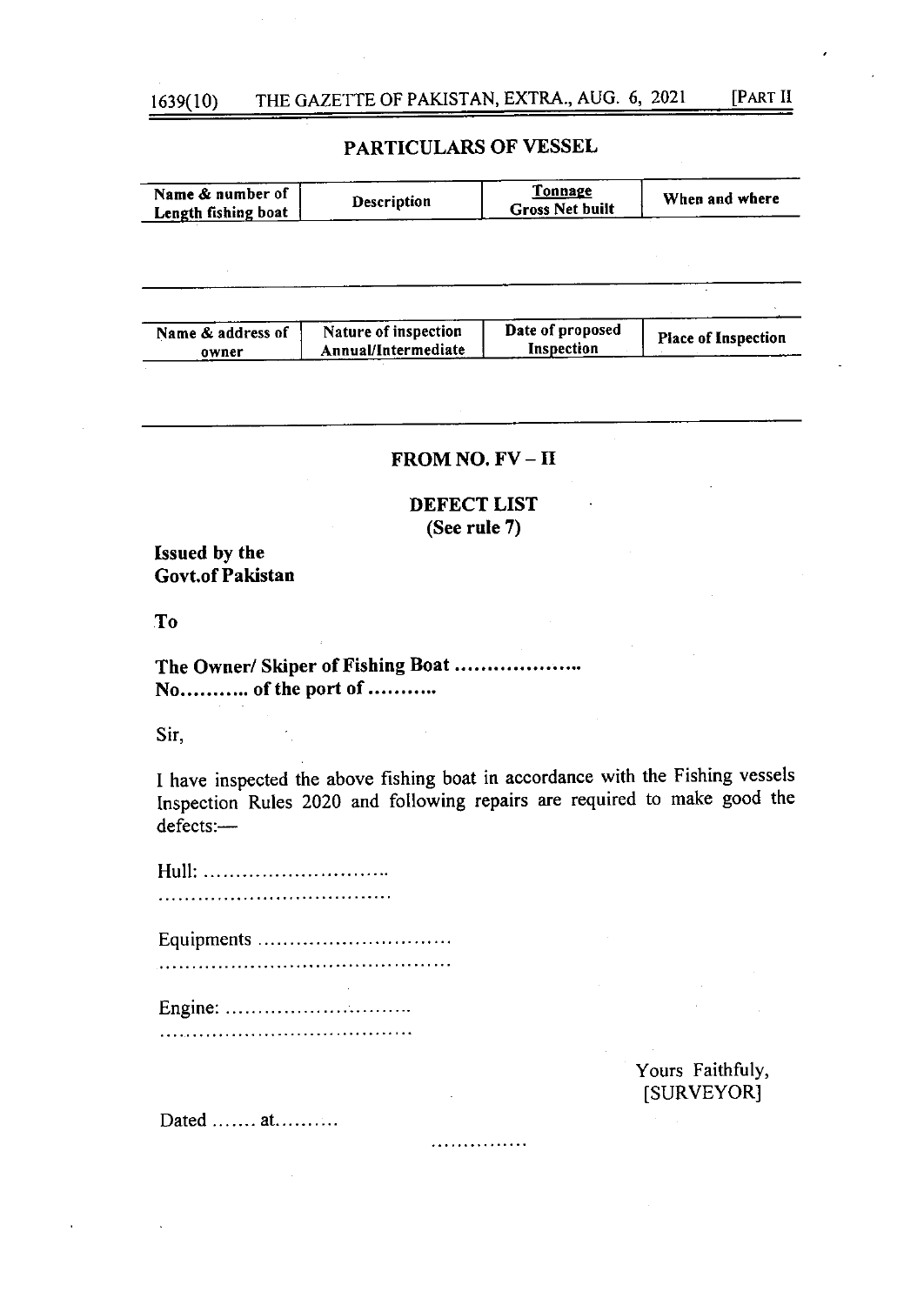## PARTICULARS OF VESSEL

| Name & number of Length fishing boat | Description | Tonnage Gross Net built | When and where |
|---|---|---|---|
| | | | |

| Name & address of owner | Nature of inspection Annual/Intermediate | Date of proposed Inspection | Place of Inspection |
|---|---|---|---|
| | | | |

## FROM NO. FV – II

### DEFECT LIST
### (See rule 7)

**Issued by the Govt.of Pakistan**

**To**

**The Owner/ Skiper of Fishing Boat ..................**
**No.......... of the port of ..........**

Sir,

I have inspected the above fishing boat in accordance with the Fishing vessels Inspection Rules 2020 and following repairs are required to make good the defects:—

Hull: ...........................
...................................

Equipments ............................
...........................................

Engine: ...........................
.....................................

Yours Faithfuly,
[SURVEYOR]

Dated ....... at..........

...............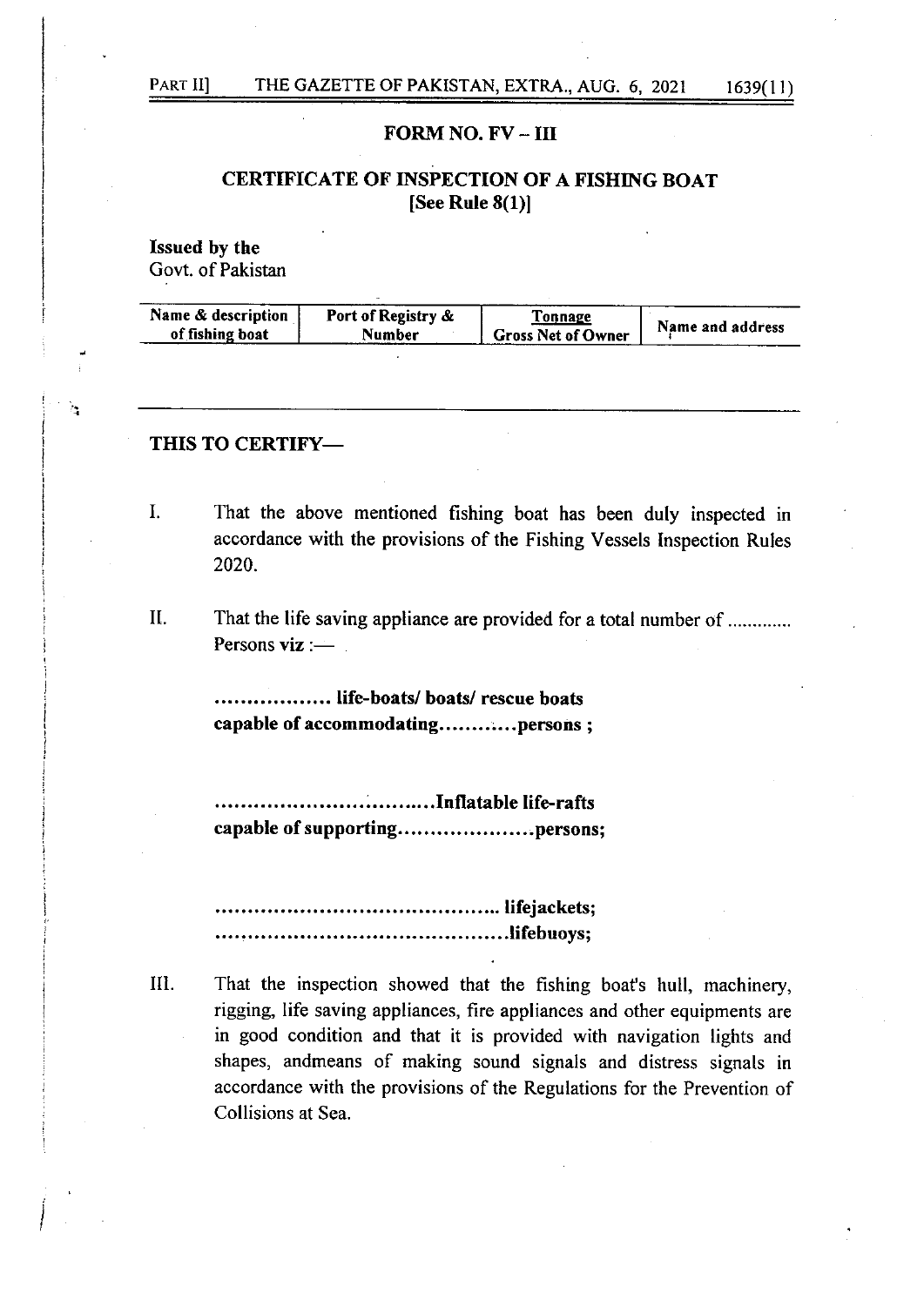## FORM NO. FV – III

## CERTIFICATE OF INSPECTION OF A FISHING BOAT [See Rule 8(1)]

**Issued by the**
Govt. of Pakistan

| Name & description of fishing boat | Port of Registry & Number | Tonnage Gross Net of Owner | Name and address |
|---|---|---|---|
| | | | |

**THIS TO CERTIFY—**

I. That the above mentioned fishing boat has been duly inspected in accordance with the provisions of the Fishing Vessels Inspection Rules 2020.

II. That the life saving appliance are provided for a total number of ............. Persons viz :—

**.................. life-boats/ boats/ rescue boats capable of accommodating............persons ;**

**..................................Inflatable life-rafts capable of supporting.....................persons;**

**........................................... lifejackets;**
**.............................................lifebuoys;**

III. That the inspection showed that the fishing boat's hull, machinery, rigging, life saving appliances, fire appliances and other equipments are in good condition and that it is provided with navigation lights and shapes, andmeans of making sound signals and distress signals in accordance with the provisions of the Regulations for the Prevention of Collisions at Sea.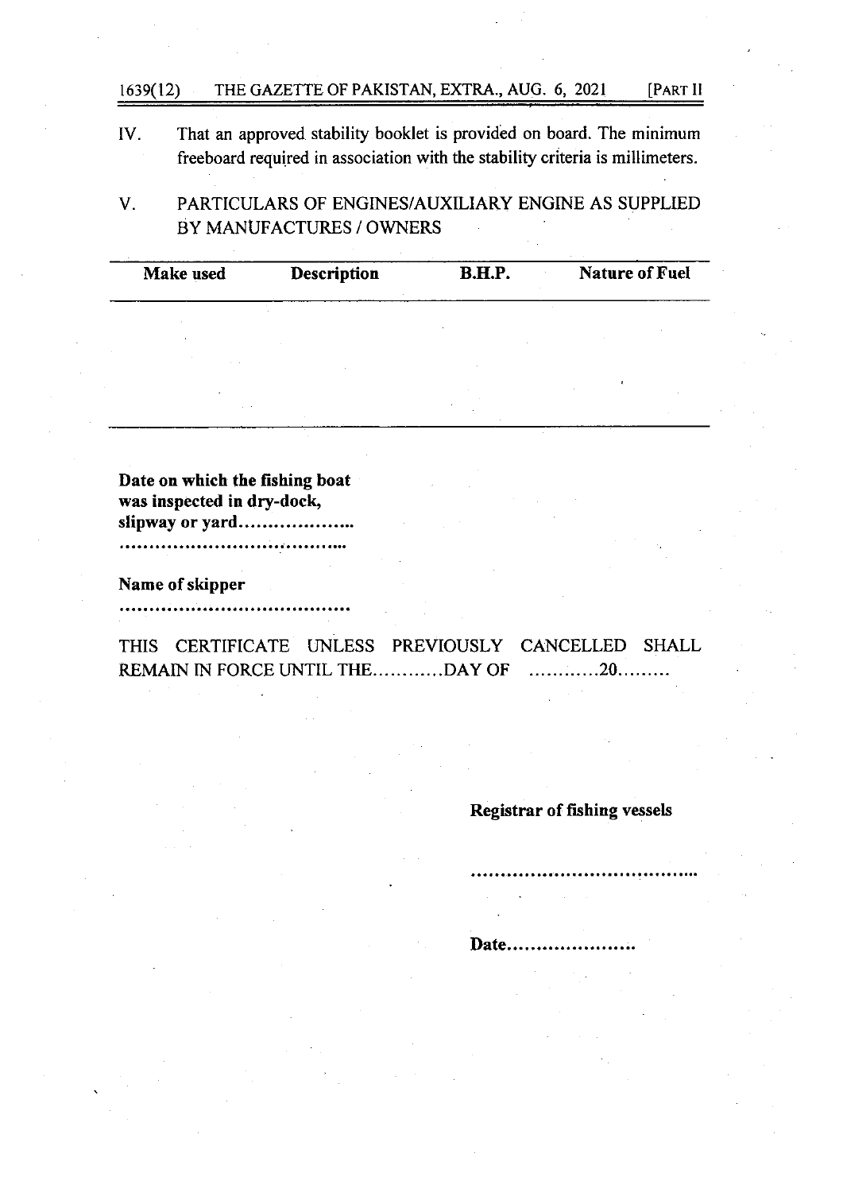IV. That an approved stability booklet is provided on board. The minimum freeboard required in association with the stability criteria is millimeters.

V. PARTICULARS OF ENGINES/AUXILIARY ENGINE AS SUPPLIED BY MANUFACTURES / OWNERS

| Make used | Description | B.H.P. | Nature of Fuel |
|---|---|---|---|
| | | | |

**Date on which the fishing boat was inspected in dry-dock, slipway or yard..................**
**..................................**

**Name of skipper**
**......................................**

THIS CERTIFICATE UNLESS PREVIOUSLY CANCELLED SHALL REMAIN IN FORCE UNTIL THE............DAY OF ............20.........

**Registrar of fishing vessels**

**......................................**

**Date.....................**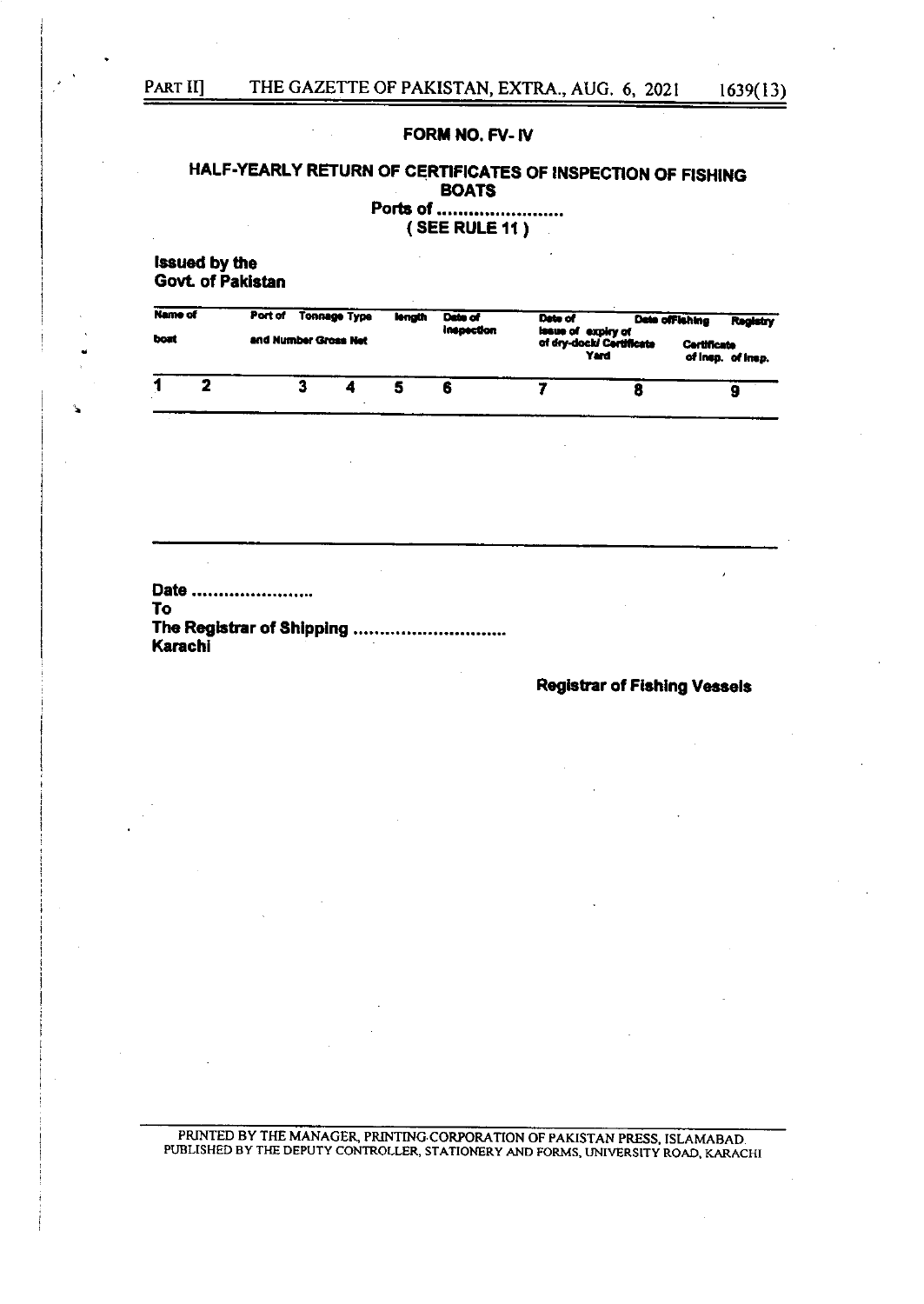## FORM NO. FV- IV

## HALF-YEARLY RETURN OF CERTIFICATES OF INSPECTION OF FISHING BOATS

**Ports of ........................**

**( SEE RULE 11 )**

**Issued by the**
**Govt. of Pakistan**

| Name of boat | Port of and Number | Tonnage Gross Net | Type | length | Date of Inspection | Date of issue of dry-dock/ Yard | expiry of Certificate of Insp. | Date of Fishing Certificate | Registry of Insp. |
|---|---|---|---|---|---|---|---|---|---|
| 1 | 2 | 3 | 4 | 5 | 6 | 7 | | 8 | 9 |

Date .......................
To
The Registrar of Shipping .............................
Karachi

**Registrar of Fishing Vessels**

PRINTED BY THE MANAGER, PRINTING CORPORATION OF PAKISTAN PRESS, ISLAMABAD.
PUBLISHED BY THE DEPUTY CONTROLLER, STATIONERY AND FORMS, UNIVERSITY ROAD, KARACHI